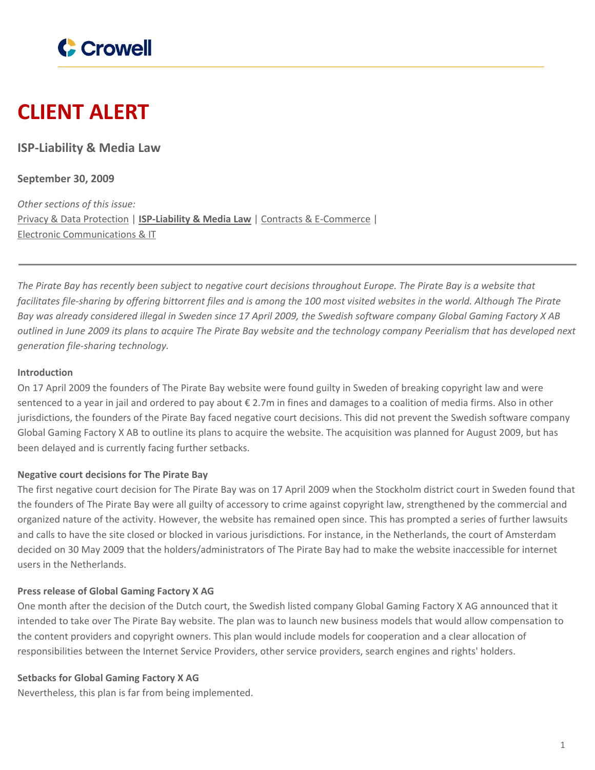# CLIENT ALERT

## ISP-Liability & Media Law

**September 30, 2009**

*Other sections of this issue:*
Privacy & Data Protection | **ISP-Liability & Media Law** | Contracts & E-Commerce |
Electronic Communications & IT

---

*The Pirate Bay has recently been subject to negative court decisions throughout Europe. The Pirate Bay is a website that facilitates file-sharing by offering bittorrent files and is among the 100 most visited websites in the world. Although The Pirate Bay was already considered illegal in Sweden since 17 April 2009, the Swedish software company Global Gaming Factory X AB outlined in June 2009 its plans to acquire The Pirate Bay website and the technology company Peerialism that has developed next generation file-sharing technology.*

**Introduction**

On 17 April 2009 the founders of The Pirate Bay website were found guilty in Sweden of breaking copyright law and were sentenced to a year in jail and ordered to pay about € 2.7m in fines and damages to a coalition of media firms. Also in other jurisdictions, the founders of the Pirate Bay faced negative court decisions. This did not prevent the Swedish software company Global Gaming Factory X AB to outline its plans to acquire the website. The acquisition was planned for August 2009, but has been delayed and is currently facing further setbacks.

**Negative court decisions for The Pirate Bay**

The first negative court decision for The Pirate Bay was on 17 April 2009 when the Stockholm district court in Sweden found that the founders of The Pirate Bay were all guilty of accessory to crime against copyright law, strengthened by the commercial and organized nature of the activity. However, the website has remained open since. This has prompted a series of further lawsuits and calls to have the site closed or blocked in various jurisdictions. For instance, in the Netherlands, the court of Amsterdam decided on 30 May 2009 that the holders/administrators of The Pirate Bay had to make the website inaccessible for internet users in the Netherlands.

**Press release of Global Gaming Factory X AG**

One month after the decision of the Dutch court, the Swedish listed company Global Gaming Factory X AG announced that it intended to take over The Pirate Bay website. The plan was to launch new business models that would allow compensation to the content providers and copyright owners. This plan would include models for cooperation and a clear allocation of responsibilities between the Internet Service Providers, other service providers, search engines and rights' holders.

**Setbacks for Global Gaming Factory X AG**

Nevertheless, this plan is far from being implemented.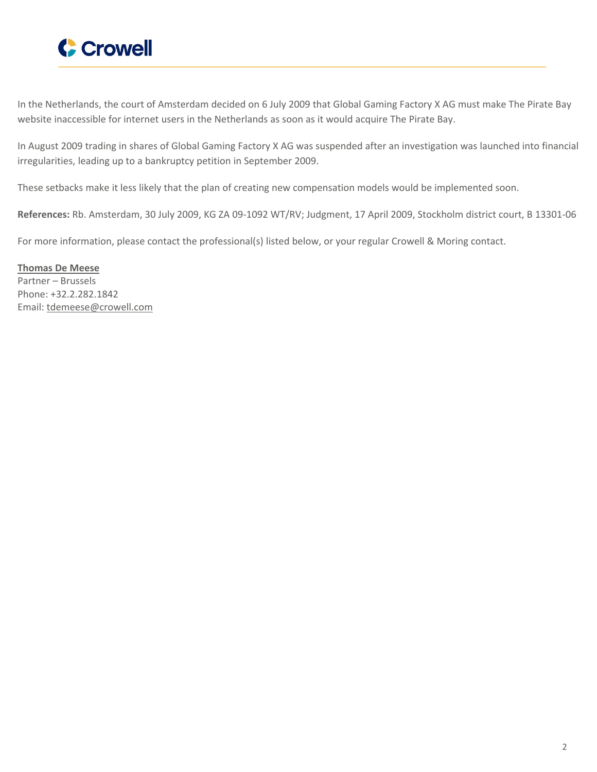In the Netherlands, the court of Amsterdam decided on 6 July 2009 that Global Gaming Factory X AG must make The Pirate Bay website inaccessible for internet users in the Netherlands as soon as it would acquire The Pirate Bay.

In August 2009 trading in shares of Global Gaming Factory X AG was suspended after an investigation was launched into financial irregularities, leading up to a bankruptcy petition in September 2009.

These setbacks make it less likely that the plan of creating new compensation models would be implemented soon.

**References:** Rb. Amsterdam, 30 July 2009, KG ZA 09-1092 WT/RV; Judgment, 17 April 2009, Stockholm district court, B 13301-06

For more information, please contact the professional(s) listed below, or your regular Crowell & Moring contact.

**Thomas De Meese**
Partner – Brussels
Phone: +32.2.282.1842
Email: tdemeese@crowell.com